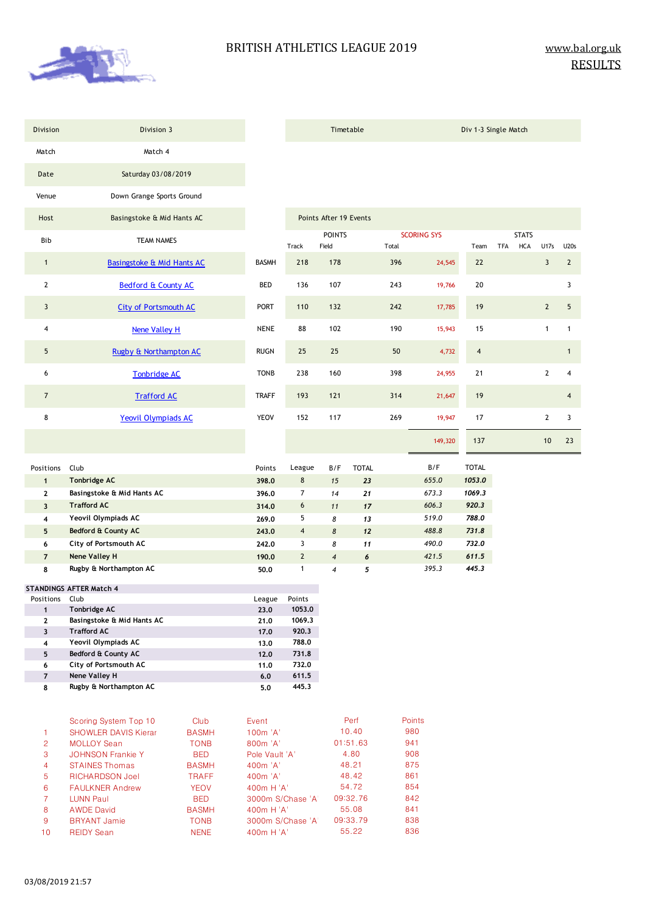# BRITISH ATHLETICS LEAGUE 2019

www.bal.org.uk

RESULTS

| Division | Division 3 |
|---|---|
| Match | Match 4 |
| Date | Saturday 03/08/2019 |
| Venue | Down Grange Sports Ground |
| Host | Basingstoke & Mid Hants AC |

| Timetable | Div 1-3 Single Match |
|---|---|

Points After 19 Events

| Bib | TEAM NAMES | | POINTS Track | Field | Total | SCORING SYS | STATS Team | TFA | HCA | U17s | U20s |
|---|---|---|---|---|---|---|---|---|---|---|---|
| 1 | Basingstoke & Mid Hants AC | BASMH | 218 | 178 | 396 | 24,545 | 22 | | | 3 | 2 |
| 2 | Bedford & County AC | BED | 136 | 107 | 243 | 19,766 | 20 | | | | 3 |
| 3 | City of Portsmouth AC | PORT | 110 | 132 | 242 | 17,785 | 19 | | | 2 | 5 |
| 4 | Nene Valley H | NENE | 88 | 102 | 190 | 15,943 | 15 | | | 1 | 1 |
| 5 | Rugby & Northampton AC | RUGN | 25 | 25 | 50 | 4,732 | 4 | | | | 1 |
| 6 | Tonbridge AC | TONB | 238 | 160 | 398 | 24,955 | 21 | | | 2 | 4 |
| 7 | Trafford AC | TRAFF | 193 | 121 | 314 | 21,647 | 19 | | | | 4 |
| 8 | Yeovil Olympiads AC | YEOV | 152 | 117 | 269 | 19,947 | 17 | | | 2 | 3 |
| | | | | | | 149,320 | 137 | | | 10 | 23 |

| Positions | Club | Points | League | B/F | TOTAL | B/F | TOTAL |
|---|---|---|---|---|---|---|---|
| 1 | Tonbridge AC | 398.0 | 8 | 15 | 23 | 655.0 | 1053.0 |
| 2 | Basingstoke & Mid Hants AC | 396.0 | 7 | 14 | 21 | 673.3 | 1069.3 |
| 3 | Trafford AC | 314.0 | 6 | 11 | 17 | 606.3 | 920.3 |
| 4 | Yeovil Olympiads AC | 269.0 | 5 | 8 | 13 | 519.0 | 788.0 |
| 5 | Bedford & County AC | 243.0 | 4 | 8 | 12 | 488.8 | 731.8 |
| 6 | City of Portsmouth AC | 242.0 | 3 | 8 | 11 | 490.0 | 732.0 |
| 7 | Nene Valley H | 190.0 | 2 | 4 | 6 | 421.5 | 611.5 |
| 8 | Rugby & Northampton AC | 50.0 | 1 | 4 | 5 | 395.3 | 445.3 |

**STANDINGS AFTER Match 4**

| Positions | Club | League | Points |
|---|---|---|---|
| 1 | Tonbridge AC | 23.0 | 1053.0 |
| 2 | Basingstoke & Mid Hants AC | 21.0 | 1069.3 |
| 3 | Trafford AC | 17.0 | 920.3 |
| 4 | Yeovil Olympiads AC | 13.0 | 788.0 |
| 5 | Bedford & County AC | 12.0 | 731.8 |
| 6 | City of Portsmouth AC | 11.0 | 732.0 |
| 7 | Nene Valley H | 6.0 | 611.5 |
| 8 | Rugby & Northampton AC | 5.0 | 445.3 |

| | Scoring System Top 10 | Club | Event | Perf | Points |
|---|---|---|---|---|---|
| 1 | SHOWLER DAVIS Kierar | BASMH | 100m 'A' | 10.40 | 980 |
| 2 | MOLLOY Sean | TONB | 800m 'A' | 01:51.63 | 941 |
| 3 | JOHNSON Frankie Y | BED | Pole Vault 'A' | 4.80 | 908 |
| 4 | STAINES Thomas | BASMH | 400m 'A' | 48.21 | 875 |
| 5 | RICHARDSON Joel | TRAFF | 400m 'A' | 48.42 | 861 |
| 6 | FAULKNER Andrew | YEOV | 400m H 'A' | 54.72 | 854 |
| 7 | LUNN Paul | BED | 3000m S/Chase 'A | 09:32.76 | 842 |
| 8 | AWDE David | BASMH | 400m H 'A' | 55.08 | 841 |
| 9 | BRYANT Jamie | TONB | 3000m S/Chase 'A | 09:33.79 | 838 |
| 10 | REIDY Sean | NENE | 400m H 'A' | 55.22 | 836 |

03/08/2019 21:57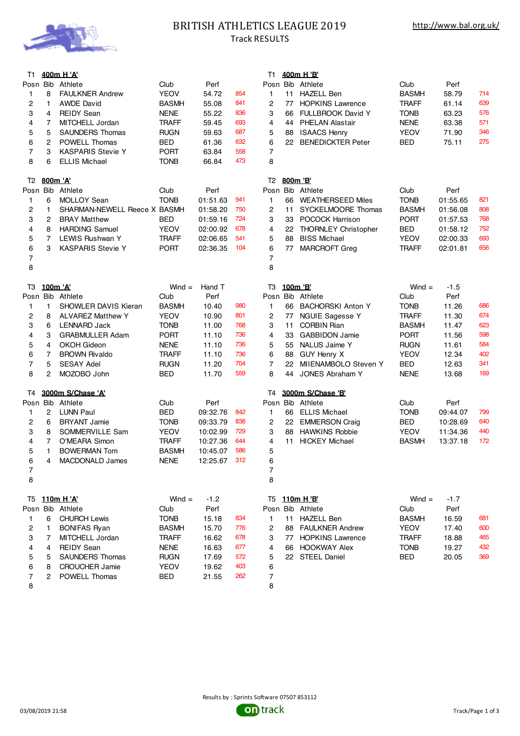# BRITISH ATHLETICS LEAGUE 2019

Track RESULTS

http://www.bal.org.uk/

### T1 400m H 'A'

| Posn | Bib | Athlete | Club | Perf | |
|---|---|---|---|---|---|
| 1 | 8 | FAULKNER Andrew | YEOV | 54.72 | 854 |
| 2 | 1 | AWDE David | BASMH | 55.08 | 841 |
| 3 | 4 | REIDY Sean | NENE | 55.22 | 836 |
| 4 | 7 | MITCHELL Jordan | TRAFF | 59.45 | 693 |
| 5 | 5 | SAUNDERS Thomas | RUGN | 59.63 | 687 |
| 6 | 2 | POWELL Thomas | BED | 61.36 | 632 |
| 7 | 3 | KASPARIS Stevie Y | PORT | 63.84 | 558 |
| 8 | 6 | ELLIS Michael | TONB | 66.84 | 473 |

### T1 400m H 'B'

| Posn | Bib | Athlete | Club | Perf | |
|---|---|---|---|---|---|
| 1 | 11 | HAZELL Ben | BASMH | 58.79 | 714 |
| 2 | 77 | HOPKINS Lawrence | TRAFF | 61.14 | 639 |
| 3 | 66 | FULLBROOK David Y | TONB | 63.23 | 576 |
| 4 | 44 | PHELAN Alastair | NENE | 63.38 | 571 |
| 5 | 88 | ISAACS Henry | YEOV | 71.90 | 346 |
| 6 | 22 | BENEDICKTER Peter | BED | 75.11 | 275 |
| 7 | | | | | |
| 8 | | | | | |

### T2 800m 'A'

| Posn | Bib | Athlete | Club | Perf | |
|---|---|---|---|---|---|
| 1 | 6 | MOLLOY Sean | TONB | 01:51.63 | 941 |
| 2 | 1 | SHARMAN-NEWELL Reece X | BASMH | 01:58.20 | 750 |
| 3 | 2 | BRAY Matthew | BED | 01:59.16 | 724 |
| 4 | 8 | HARDING Samuel | YEOV | 02:00.92 | 678 |
| 5 | 7 | LEWIS Rushwan Y | TRAFF | 02:06.65 | 541 |
| 6 | 3 | KASPARIS Stevie Y | PORT | 02:36.35 | 104 |
| 7 | | | | | |
| 8 | | | | | |

### T2 800m 'B'

| Posn | Bib | Athlete | Club | Perf | |
|---|---|---|---|---|---|
| 1 | 66 | WEATHERSEED Miles | TONB | 01:55.65 | 821 |
| 2 | 11 | SYCKELMOORE Thomas | BASMH | 01:56.08 | 808 |
| 3 | 33 | POCOCK Harrison | PORT | 01:57.53 | 768 |
| 4 | 22 | THORNLEY Christopher | BED | 01:58.12 | 752 |
| 5 | 88 | BISS Michael | YEOV | 02:00.33 | 693 |
| 6 | 77 | MARCROFT Greg | TRAFF | 02:01.81 | 656 |
| 7 | | | | | |
| 8 | | | | | |

### T3 100m 'A' — Wind = Hand T

| Posn | Bib | Athlete | Club | Perf | |
|---|---|---|---|---|---|
| 1 | 1 | SHOWLER DAVIS Kieran | BASMH | 10.40 | 980 |
| 2 | 8 | ALVAREZ Matthew Y | YEOV | 10.90 | 801 |
| 3 | 6 | LENNARD Jack | TONB | 11.00 | 768 |
| 4 | 3 | GRABMULLER Adam | PORT | 11.10 | 736 |
| 5 | 4 | OKOH Gideon | NENE | 11.10 | 736 |
| 6 | 7 | BROWN Rivaldo | TRAFF | 11.10 | 736 |
| 7 | 5 | SESAY Adel | RUGN | 11.20 | 704 |
| 8 | 2 | MOZOBO John | BED | 11.70 | 559 |

### T3 100m 'B' — Wind = -1.5

| Posn | Bib | Athlete | Club | Perf | |
|---|---|---|---|---|---|
| 1 | 66 | BACHORSKI Anton Y | TONB | 11.26 | 686 |
| 2 | 77 | NGUIE Sagesse Y | TRAFF | 11.30 | 674 |
| 3 | 11 | CORBIN Rian | BASMH | 11.47 | 623 |
| 4 | 33 | GABBIDON Jamie | PORT | 11.56 | 598 |
| 5 | 55 | NALUS Jaime Y | RUGN | 11.61 | 584 |
| 6 | 88 | GUY Henry X | YEOV | 12.34 | 402 |
| 7 | 22 | MIIENAMBOLO Steven Y | BED | 12.63 | 341 |
| 8 | 44 | JONES Abraham Y | NENE | 13.68 | 169 |

### T4 3000m S/Chase 'A'

| Posn | Bib | Athlete | Club | Perf | |
|---|---|---|---|---|---|
| 1 | 2 | LUNN Paul | BED | 09:32.76 | 842 |
| 2 | 6 | BRYANT Jamie | TONB | 09:33.79 | 838 |
| 3 | 8 | SOMMERVILLE Sam | YEOV | 10:02.99 | 729 |
| 4 | 7 | O'MEARA Simon | TRAFF | 10:27.36 | 644 |
| 5 | 1 | BOWERMAN Tom | BASMH | 10:45.07 | 586 |
| 6 | 4 | MACDONALD James | NENE | 12:25.67 | 312 |
| 7 | | | | | |
| 8 | | | | | |

### T4 3000m S/Chase 'B'

| Posn | Bib | Athlete | Club | Perf | |
|---|---|---|---|---|---|
| 1 | 66 | ELLIS Michael | TONB | 09:44.07 | 799 |
| 2 | 22 | EMMERSON Craig | BED | 10:28.69 | 640 |
| 3 | 88 | HAWKINS Robbie | YEOV | 11:34.36 | 440 |
| 4 | 11 | HICKEY Michael | BASMH | 13:37.18 | 172 |
| 5 | | | | | |
| 6 | | | | | |
| 7 | | | | | |
| 8 | | | | | |

### T5 110m H 'A' — Wind = -1.2

| Posn | Bib | Athlete | Club | Perf | |
|---|---|---|---|---|---|
| 1 | 6 | CHURCH Lewis | TONB | 15.18 | 834 |
| 2 | 1 | BONIFAS Ryan | BASMH | 15.70 | 776 |
| 3 | 7 | MITCHELL Jordan | TRAFF | 16.62 | 678 |
| 4 | 4 | REIDY Sean | NENE | 16.63 | 677 |
| 5 | 5 | SAUNDERS Thomas | RUGN | 17.69 | 572 |
| 6 | 8 | CROUCHER Jamie | YEOV | 19.62 | 403 |
| 7 | 2 | POWELL Thomas | BED | 21.55 | 262 |
| 8 | | | | | |

### T5 110m H 'B' — Wind = -1.7

| Posn | Bib | Athlete | Club | Perf | |
|---|---|---|---|---|---|
| 1 | 11 | HAZELL Ben | BASMH | 16.59 | 681 |
| 2 | 88 | FAULKNER Andrew | YEOV | 17.40 | 600 |
| 3 | 77 | HOPKINS Lawrence | TRAFF | 18.88 | 465 |
| 4 | 66 | HOOKWAY Alex | TONB | 19.27 | 432 |
| 5 | 22 | STEEL Daniel | BED | 20.05 | 369 |
| 6 | | | | | |
| 7 | | | | | |
| 8 | | | | | |

Results by : Sprints Software 07507 853112

03/08/2019 21:58 — ontrack — Track/Page 1 of 3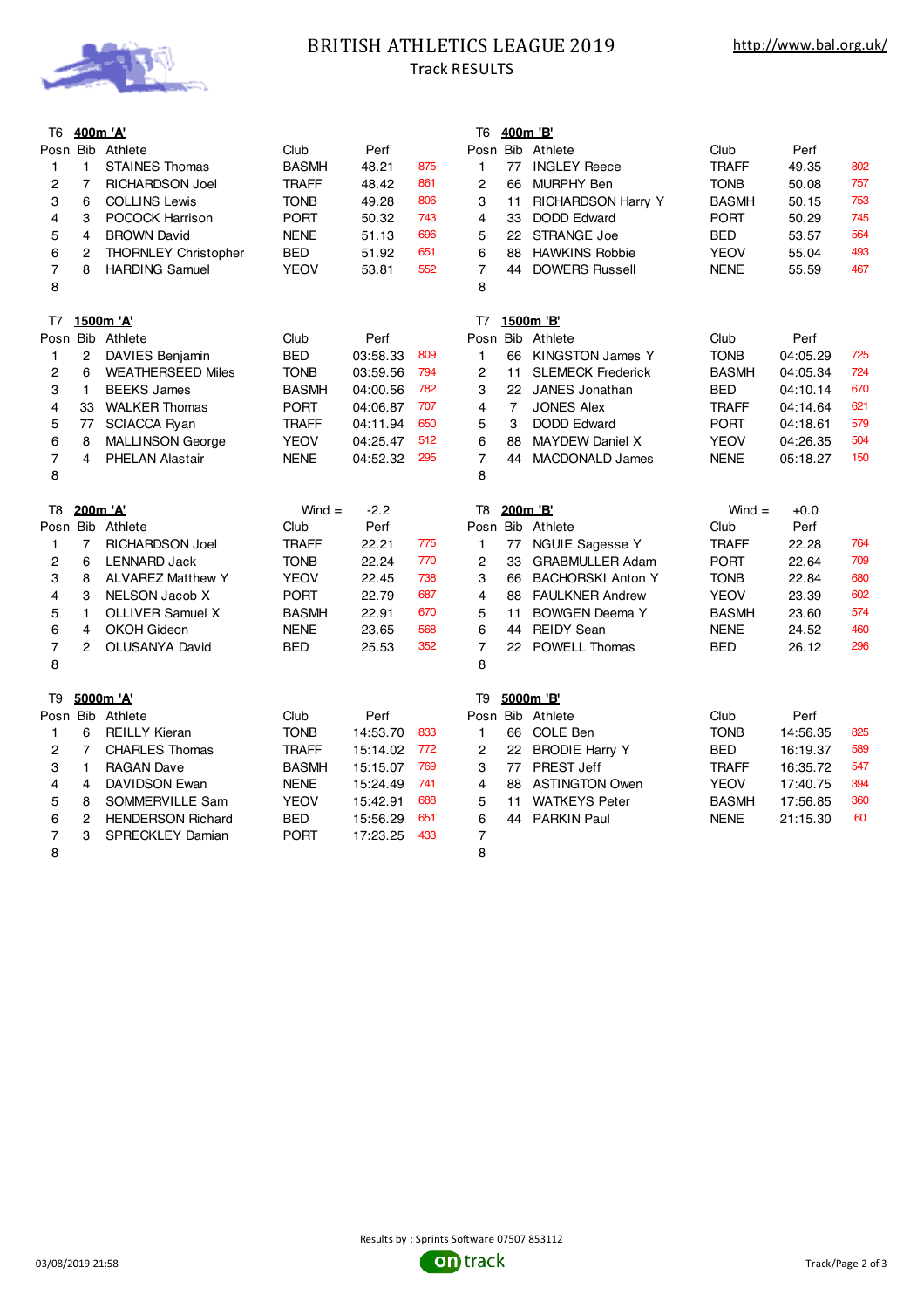# BRITISH ATHLETICS LEAGUE 2019

Track RESULTS

http://www.bal.org.uk/

### T6 400m 'A'

| Posn | Bib | Athlete | Club | Perf | |
|---|---|---|---|---|---|
| 1 | 1 | STAINES Thomas | BASMH | 48.21 | 875 |
| 2 | 7 | RICHARDSON Joel | TRAFF | 48.42 | 861 |
| 3 | 6 | COLLINS Lewis | TONB | 49.28 | 806 |
| 4 | 3 | POCOCK Harrison | PORT | 50.32 | 743 |
| 5 | 4 | BROWN David | NENE | 51.13 | 696 |
| 6 | 2 | THORNLEY Christopher | BED | 51.92 | 651 |
| 7 | 8 | HARDING Samuel | YEOV | 53.81 | 552 |
| 8 | | | | | |

### T6 400m 'B'

| Posn | Bib | Athlete | Club | Perf | |
|---|---|---|---|---|---|
| 1 | 77 | INGLEY Reece | TRAFF | 49.35 | 802 |
| 2 | 66 | MURPHY Ben | TONB | 50.08 | 757 |
| 3 | 11 | RICHARDSON Harry Y | BASMH | 50.15 | 753 |
| 4 | 33 | DODD Edward | PORT | 50.29 | 745 |
| 5 | 22 | STRANGE Joe | BED | 53.57 | 564 |
| 6 | 88 | HAWKINS Robbie | YEOV | 55.04 | 493 |
| 7 | 44 | DOWERS Russell | NENE | 55.59 | 467 |
| 8 | | | | | |

### T7 1500m 'A'

| Posn | Bib | Athlete | Club | Perf | |
|---|---|---|---|---|---|
| 1 | 2 | DAVIES Benjamin | BED | 03:58.33 | 809 |
| 2 | 6 | WEATHERSEED Miles | TONB | 03:59.56 | 794 |
| 3 | 1 | BEEKS James | BASMH | 04:00.56 | 782 |
| 4 | 33 | WALKER Thomas | PORT | 04:06.87 | 707 |
| 5 | 77 | SCIACCA Ryan | TRAFF | 04:11.94 | 650 |
| 6 | 8 | MALLINSON George | YEOV | 04:25.47 | 512 |
| 7 | 4 | PHELAN Alastair | NENE | 04:52.32 | 295 |
| 8 | | | | | |

### T7 1500m 'B'

| Posn | Bib | Athlete | Club | Perf | |
|---|---|---|---|---|---|
| 1 | 66 | KINGSTON James Y | TONB | 04:05.29 | 725 |
| 2 | 11 | SLEMECK Frederick | BASMH | 04:05.34 | 724 |
| 3 | 22 | JANES Jonathan | BED | 04:10.14 | 670 |
| 4 | 7 | JONES Alex | TRAFF | 04:14.64 | 621 |
| 5 | 3 | DODD Edward | PORT | 04:18.61 | 579 |
| 6 | 88 | MAYDEW Daniel X | YEOV | 04:26.35 | 504 |
| 7 | 44 | MACDONALD James | NENE | 05:18.27 | 150 |
| 8 | | | | | |

### T8 200m 'A' — Wind = -2.2

| Posn | Bib | Athlete | Club | Perf | |
|---|---|---|---|---|---|
| 1 | 7 | RICHARDSON Joel | TRAFF | 22.21 | 775 |
| 2 | 6 | LENNARD Jack | TONB | 22.24 | 770 |
| 3 | 8 | ALVAREZ Matthew Y | YEOV | 22.45 | 738 |
| 4 | 3 | NELSON Jacob X | PORT | 22.79 | 687 |
| 5 | 1 | OLLIVER Samuel X | BASMH | 22.91 | 670 |
| 6 | 4 | OKOH Gideon | NENE | 23.65 | 568 |
| 7 | 2 | OLUSANYA David | BED | 25.53 | 352 |
| 8 | | | | | |

### T8 200m 'B' — Wind = +0.0

| Posn | Bib | Athlete | Club | Perf | |
|---|---|---|---|---|---|
| 1 | 77 | NGUIE Sagesse Y | TRAFF | 22.28 | 764 |
| 2 | 33 | GRABMULLER Adam | PORT | 22.64 | 709 |
| 3 | 66 | BACHORSKI Anton Y | TONB | 22.84 | 680 |
| 4 | 88 | FAULKNER Andrew | YEOV | 23.39 | 602 |
| 5 | 11 | BOWGEN Deema Y | BASMH | 23.60 | 574 |
| 6 | 44 | REIDY Sean | NENE | 24.52 | 460 |
| 7 | 22 | POWELL Thomas | BED | 26.12 | 296 |
| 8 | | | | | |

### T9 5000m 'A'

| Posn | Bib | Athlete | Club | Perf | |
|---|---|---|---|---|---|
| 1 | 6 | REILLY Kieran | TONB | 14:53.70 | 833 |
| 2 | 7 | CHARLES Thomas | TRAFF | 15:14.02 | 772 |
| 3 | 1 | RAGAN Dave | BASMH | 15:15.07 | 769 |
| 4 | 4 | DAVIDSON Ewan | NENE | 15:24.49 | 741 |
| 5 | 8 | SOMMERVILLE Sam | YEOV | 15:42.91 | 688 |
| 6 | 2 | HENDERSON Richard | BED | 15:56.29 | 651 |
| 7 | 3 | SPRECKLEY Damian | PORT | 17:23.25 | 433 |
| 8 | | | | | |

### T9 5000m 'B'

| Posn | Bib | Athlete | Club | Perf | |
|---|---|---|---|---|---|
| 1 | 66 | COLE Ben | TONB | 14:56.35 | 825 |
| 2 | 22 | BRODIE Harry Y | BED | 16:19.37 | 589 |
| 3 | 77 | PREST Jeff | TRAFF | 16:35.72 | 547 |
| 4 | 88 | ASTINGTON Owen | YEOV | 17:40.75 | 394 |
| 5 | 11 | WATKEYS Peter | BASMH | 17:56.85 | 360 |
| 6 | 44 | PARKIN Paul | NENE | 21:15.30 | 60 |
| 7 | | | | | |
| 8 | | | | | |

Results by : Sprints Software 07507 853112

03/08/2019 21:58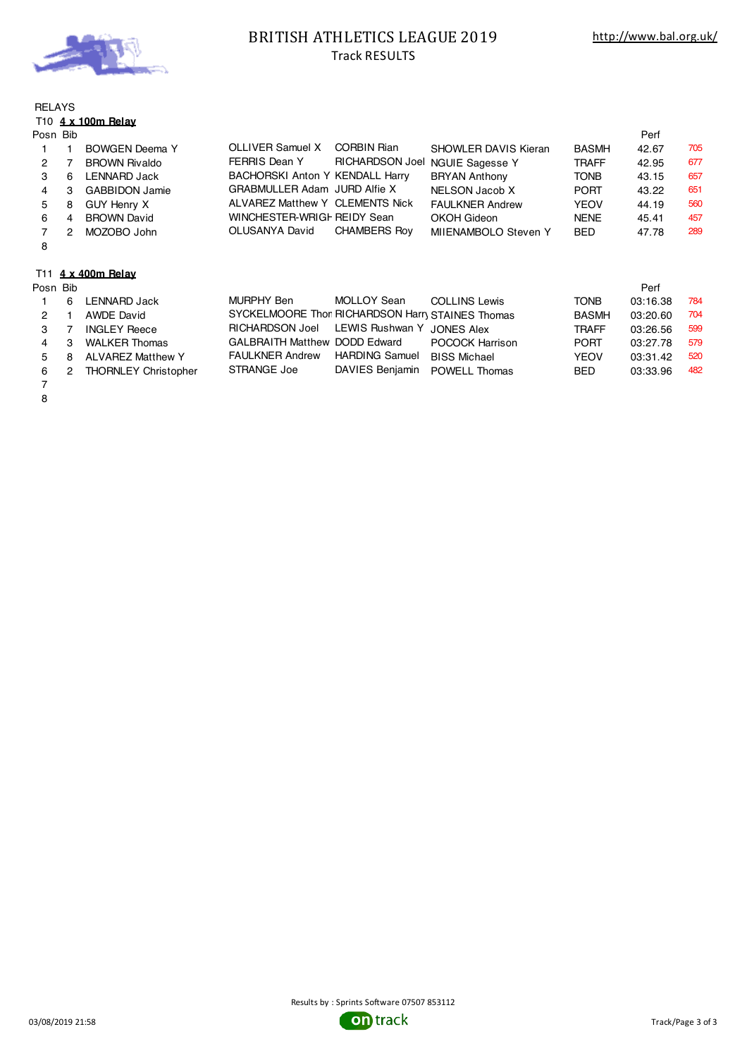# BRITISH ATHLETICS LEAGUE 2019

Track RESULTS

http://www.bal.org.uk/

RELAYS

T10 **4 x 100m Relay**

| Posn | Bib | | | | | | Perf | |
|---|---|---|---|---|---|---|---|---|
| 1 | 1 | BOWGEN Deema Y | OLLIVER Samuel X | CORBIN Rian | SHOWLER DAVIS Kieran | BASMH | 42.67 | 705 |
| 2 | 7 | BROWN Rivaldo | FERRIS Dean Y | RICHARDSON Joel | NGUIE Sagesse Y | TRAFF | 42.95 | 677 |
| 3 | 6 | LENNARD Jack | BACHORSKI Anton Y | KENDALL Harry | BRYAN Anthony | TONB | 43.15 | 657 |
| 4 | 3 | GABBIDON Jamie | GRABMULLER Adam | JURD Alfie X | NELSON Jacob X | PORT | 43.22 | 651 |
| 5 | 8 | GUY Henry X | ALVAREZ Matthew Y | CLEMENTS Nick | FAULKNER Andrew | YEOV | 44.19 | 560 |
| 6 | 4 | BROWN David | WINCHESTER-WRIGH | REIDY Sean | OKOH Gideon | NENE | 45.41 | 457 |
| 7 | 2 | MOZOBO John | OLUSANYA David | CHAMBERS Roy | MIIENAMBOLO Steven Y | BED | 47.78 | 289 |
| 8 | | | | | | | | |

T11 **4 x 400m Relay**

| Posn | Bib | | | | | | Perf | |
|---|---|---|---|---|---|---|---|---|
| 1 | 6 | LENNARD Jack | MURPHY Ben | MOLLOY Sean | COLLINS Lewis | TONB | 03:16.38 | 784 |
| 2 | 1 | AWDE David | SYCKELMOORE Thor | RICHARDSON Harry | STAINES Thomas | BASMH | 03:20.60 | 704 |
| 3 | 7 | INGLEY Reece | RICHARDSON Joel | LEWIS Rushwan Y | JONES Alex | TRAFF | 03:26.56 | 599 |
| 4 | 3 | WALKER Thomas | GALBRAITH Matthew | DODD Edward | POCOCK Harrison | PORT | 03:27.78 | 579 |
| 5 | 8 | ALVAREZ Matthew Y | FAULKNER Andrew | HARDING Samuel | BISS Michael | YEOV | 03:31.42 | 520 |
| 6 | 2 | THORNLEY Christopher | STRANGE Joe | DAVIES Benjamin | POWELL Thomas | BED | 03:33.96 | 482 |
| 7 | | | | | | | | |
| 8 | | | | | | | | |

Results by : Sprints Software 07507 853112

03/08/2019 21:58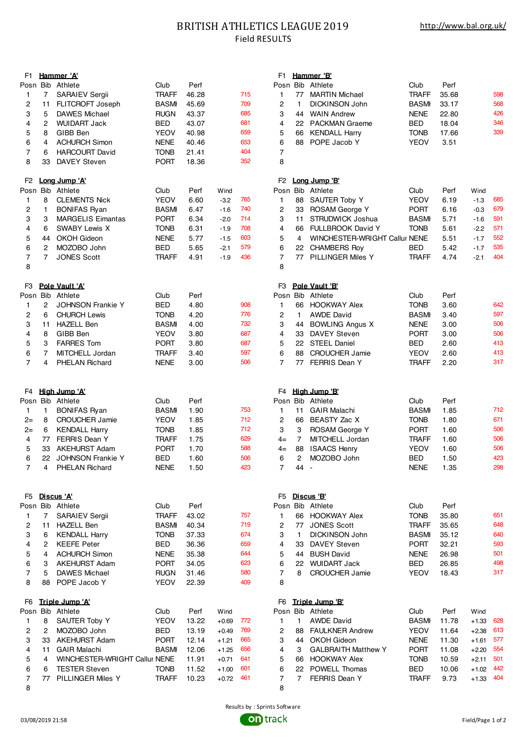# BRITISH ATHLETICS LEAGUE 2019

## Field RESULTS

http://www.bal.org.uk/

### F1 Hammer 'A'

| Posn | Bib | Athlete | Club | Perf | Points |
|---|---|---|---|---|---|
| 1 | 7 | SARAIEV Sergii | TRAFF | 46.28 | 715 |
| 2 | 11 | FLITCROFT Joseph | BASMI | 45.69 | 709 |
| 3 | 5 | DAWES Michael | RUGN | 43.37 | 685 |
| 4 | 2 | WUIDART Jack | BED | 43.07 | 681 |
| 5 | 8 | GIBB Ben | YEOV | 40.98 | 659 |
| 6 | 4 | ACHURCH Simon | NENE | 40.46 | 653 |
| 7 | 6 | HARCOURT David | TONB | 21.41 | 404 |
| 8 | 33 | DAVEY Steven | PORT | 18.36 | 352 |

### F1 Hammer 'B'

| Posn | Bib | Athlete | Club | Perf | Points |
|---|---|---|---|---|---|
| 1 | 77 | MARTIN Michael | TRAFF | 35.68 | 598 |
| 2 | 1 | DICKINSON John | BASMI | 33.17 | 568 |
| 3 | 44 | WAIN Andrew | NENE | 22.80 | 426 |
| 4 | 22 | PACKMAN Graeme | BED | 18.04 | 346 |
| 5 | 66 | KENDALL Harry | TONB | 17.66 | 339 |
| 6 | 88 | POPE Jacob Y | YEOV | 3.51 | |
| 7 | | | | | |
| 8 | | | | | |

### F2 Long Jump 'A'

| Posn | Bib | Athlete | Club | Perf | Wind | Points |
|---|---|---|---|---|---|---|
| 1 | 8 | CLEMENTS Nick | YEOV | 6.60 | -3.2 | 765 |
| 2 | 1 | BONIFAS Ryan | BASMI | 6.47 | -1.6 | 740 |
| 3 | 3 | MARGELIS Eimantas | PORT | 6.34 | -2.0 | 714 |
| 4 | 6 | SWABY Lewis X | TONB | 6.31 | -1.9 | 708 |
| 5 | 44 | OKOH Gideon | NENE | 5.77 | -1.5 | 603 |
| 6 | 2 | MOZOBO John | BED | 5.65 | -2.1 | 579 |
| 7 | 7 | JONES Scott | TRAFF | 4.91 | -1.9 | 436 |
| 8 | | | | | | |

### F2 Long Jump 'B'

| Posn | Bib | Athlete | Club | Perf | Wind | Points |
|---|---|---|---|---|---|---|
| 1 | 88 | SAUTER Toby Y | YEOV | 6.19 | -1.3 | 685 |
| 2 | 33 | ROSAM George Y | PORT | 6.16 | -0.3 | 679 |
| 3 | 11 | STRUDWICK Joshua | BASMI | 5.71 | -1.6 | 591 |
| 4 | 66 | FULLBROOK David Y | TONB | 5.61 | -2.2 | 571 |
| 5 | 4 | WINCHESTER-WRIGHT Callur | NENE | 5.51 | -1.7 | 552 |
| 6 | 22 | CHAMBERS Roy | BED | 5.42 | -1.7 | 535 |
| 7 | 77 | PILLINGER Miles Y | TRAFF | 4.74 | -2.1 | 404 |
| 8 | | | | | | |

### F3 Pole Vault 'A'

| Posn | Bib | Athlete | Club | Perf | Points |
|---|---|---|---|---|---|
| 1 | 2 | JOHNSON Frankie Y | BED | 4.80 | 908 |
| 2 | 6 | CHURCH Lewis | TONB | 4.20 | 776 |
| 3 | 11 | HAZELL Ben | BASMI | 4.00 | 732 |
| 4 | 8 | GIBB Ben | YEOV | 3.80 | 687 |
| 5 | 3 | FARRES Tom | PORT | 3.80 | 687 |
| 6 | 7 | MITCHELL Jordan | TRAFF | 3.40 | 597 |
| 7 | 4 | PHELAN Richard | NENE | 3.00 | 506 |

### F3 Pole Vault 'B'

| Posn | Bib | Athlete | Club | Perf | Points |
|---|---|---|---|---|---|
| 1 | 66 | HOOKWAY Alex | TONB | 3.60 | 642 |
| 2 | 1 | AWDE David | BASMI | 3.40 | 597 |
| 3 | 44 | BOWLING Angus X | NENE | 3.00 | 506 |
| 4 | 33 | DAVEY Steven | PORT | 3.00 | 506 |
| 5 | 22 | STEEL Daniel | BED | 2.60 | 413 |
| 6 | 88 | CROUCHER Jamie | YEOV | 2.60 | 413 |
| 7 | 77 | FERRIS Dean Y | TRAFF | 2.20 | 317 |

### F4 High Jump 'A'

| Posn | Bib | Athlete | Club | Perf | Points |
|---|---|---|---|---|---|
| 1 | 1 | BONIFAS Ryan | BASMI | 1.90 | 753 |
| 2= | 8 | CROUCHER Jamie | YEOV | 1.85 | 712 |
| 2= | 6 | KENDALL Harry | TONB | 1.85 | 712 |
| 4 | 77 | FERRIS Dean Y | TRAFF | 1.75 | 629 |
| 5 | 33 | AKEHURST Adam | PORT | 1.70 | 588 |
| 6 | 22 | JOHNSON Frankie Y | BED | 1.60 | 506 |
| 7 | 4 | PHELAN Richard | NENE | 1.50 | 423 |

### F4 High Jump 'B'

| Posn | Bib | Athlete | Club | Perf | Points |
|---|---|---|---|---|---|
| 1 | 11 | GAIR Malachi | BASMI | 1.85 | 712 |
| 2 | 66 | BEASTY Zac X | TONB | 1.80 | 671 |
| 3 | 3 | ROSAM George Y | PORT | 1.60 | 506 |
| 4= | 7 | MITCHELL Jordan | TRAFF | 1.60 | 506 |
| 4= | 88 | ISAACS Henry | YEOV | 1.60 | 506 |
| 6 | 2 | MOZOBO John | BED | 1.50 | 423 |
| 7 | 44 | - | NENE | 1.35 | 298 |

### F5 Discus 'A'

| Posn | Bib | Athlete | Club | Perf | Points |
|---|---|---|---|---|---|
| 1 | 7 | SARAIEV Sergii | TRAFF | 43.02 | 757 |
| 2 | 11 | HAZELL Ben | BASMI | 40.34 | 719 |
| 3 | 6 | KENDALL Harry | TONB | 37.33 | 674 |
| 4 | 2 | KEEFE Peter | BED | 36.36 | 659 |
| 5 | 4 | ACHURCH Simon | NENE | 35.38 | 644 |
| 6 | 3 | AKEHURST Adam | PORT | 34.05 | 623 |
| 7 | 5 | DAWES Michael | RUGN | 31.46 | 580 |
| 8 | 88 | POPE Jacob Y | YEOV | 22.39 | 409 |

### F5 Discus 'B'

| Posn | Bib | Athlete | Club | Perf | Points |
|---|---|---|---|---|---|
| 1 | 66 | HOOKWAY Alex | TONB | 35.80 | 651 |
| 2 | 77 | JONES Scott | TRAFF | 35.65 | 648 |
| 3 | 1 | DICKINSON John | BASMI | 35.12 | 640 |
| 4 | 33 | DAVEY Steven | PORT | 32.21 | 593 |
| 5 | 44 | BUSH David | NENE | 26.98 | 501 |
| 6 | 22 | WUIDART Jack | BED | 26.85 | 498 |
| 7 | 8 | CROUCHER Jamie | YEOV | 18.43 | 317 |
| 8 | | | | | |

### F6 Triple Jump 'A'

| Posn | Bib | Athlete | Club | Perf | Wind | Points |
|---|---|---|---|---|---|---|
| 1 | 8 | SAUTER Toby Y | YEOV | 13.22 | +0.69 | 772 |
| 2 | 2 | MOZOBO John | BED | 13.19 | +0.49 | 769 |
| 3 | 33 | AKEHURST Adam | PORT | 12.14 | +1.21 | 665 |
| 4 | 11 | GAIR Malachi | BASMI | 12.06 | +1.25 | 656 |
| 5 | 4 | WINCHESTER-WRIGHT Callur | NENE | 11.91 | +0.71 | 641 |
| 6 | 6 | TESTER Steven | TONB | 11.52 | +1.00 | 601 |
| 7 | 77 | PILLINGER Miles Y | TRAFF | 10.23 | +0.72 | 461 |
| 8 | | | | | | |

### F6 Triple Jump 'B'

| Posn | Bib | Athlete | Club | Perf | Wind | Points |
|---|---|---|---|---|---|---|
| 1 | 1 | AWDE David | BASMI | 11.78 | +1.33 | 628 |
| 2 | 88 | FAULKNER Andrew | YEOV | 11.64 | +2.38 | 613 |
| 3 | 44 | OKOH Gideon | NENE | 11.30 | +1.61 | 577 |
| 4 | 3 | GALBRAITH Matthew Y | PORT | 11.08 | +2.20 | 554 |
| 5 | 66 | HOOKWAY Alex | TONB | 10.59 | +2.11 | 501 |
| 6 | 22 | POWELL Thomas | BED | 10.06 | +1.02 | 442 |
| 7 | 7 | FERRIS Dean Y | TRAFF | 9.73 | +1.33 | 404 |
| 8 | | | | | | |

Results by : Sprints Software

03/08/2019 21:58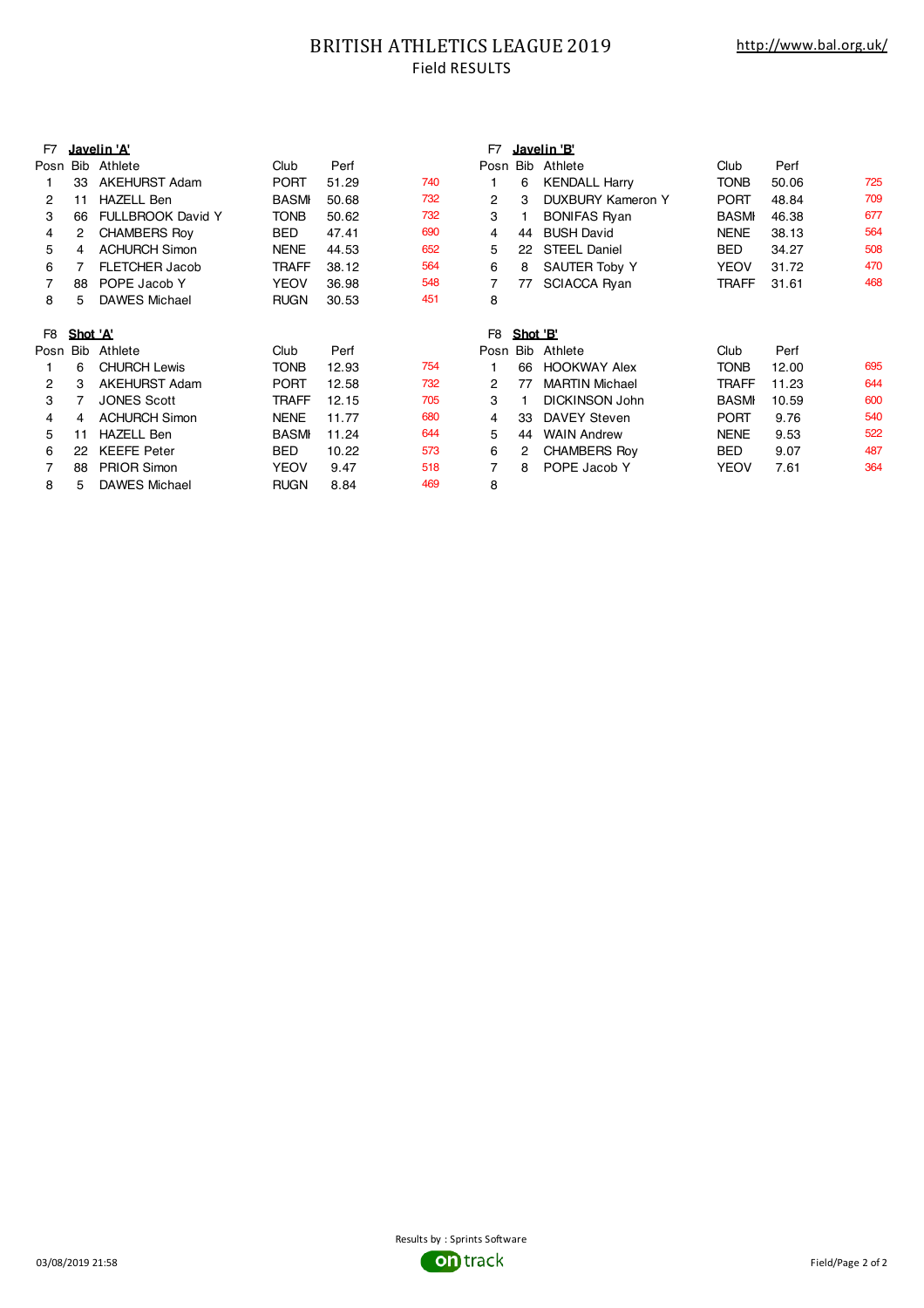# BRITISH ATHLETICS LEAGUE 2019

Field RESULTS

http://www.bal.org.uk/

### F7 Javelin 'A'

| Posn | Bib | Athlete | Club | Perf | |
|---|---|---|---|---|---|
| 1 | 33 | AKEHURST Adam | PORT | 51.29 | 740 |
| 2 | 11 | HAZELL Ben | BASMI | 50.68 | 732 |
| 3 | 66 | FULLBROOK David Y | TONB | 50.62 | 732 |
| 4 | 2 | CHAMBERS Roy | BED | 47.41 | 690 |
| 5 | 4 | ACHURCH Simon | NENE | 44.53 | 652 |
| 6 | 7 | FLETCHER Jacob | TRAFF | 38.12 | 564 |
| 7 | 88 | POPE Jacob Y | YEOV | 36.98 | 548 |
| 8 | 5 | DAWES Michael | RUGN | 30.53 | 451 |

### F7 Javelin 'B'

| Posn | Bib | Athlete | Club | Perf | |
|---|---|---|---|---|---|
| 1 | 6 | KENDALL Harry | TONB | 50.06 | 725 |
| 2 | 3 | DUXBURY Kameron Y | PORT | 48.84 | 709 |
| 3 | 1 | BONIFAS Ryan | BASMI | 46.38 | 677 |
| 4 | 44 | BUSH David | NENE | 38.13 | 564 |
| 5 | 22 | STEEL Daniel | BED | 34.27 | 508 |
| 6 | 8 | SAUTER Toby Y | YEOV | 31.72 | 470 |
| 7 | 77 | SCIACCA Ryan | TRAFF | 31.61 | 468 |
| 8 | | | | | |

### F8 Shot 'A'

| Posn | Bib | Athlete | Club | Perf | |
|---|---|---|---|---|---|
| 1 | 6 | CHURCH Lewis | TONB | 12.93 | 754 |
| 2 | 3 | AKEHURST Adam | PORT | 12.58 | 732 |
| 3 | 7 | JONES Scott | TRAFF | 12.15 | 705 |
| 4 | 4 | ACHURCH Simon | NENE | 11.77 | 680 |
| 5 | 11 | HAZELL Ben | BASMI | 11.24 | 644 |
| 6 | 22 | KEEFE Peter | BED | 10.22 | 573 |
| 7 | 88 | PRIOR Simon | YEOV | 9.47 | 518 |
| 8 | 5 | DAWES Michael | RUGN | 8.84 | 469 |

### F8 Shot 'B'

| Posn | Bib | Athlete | Club | Perf | |
|---|---|---|---|---|---|
| 1 | 66 | HOOKWAY Alex | TONB | 12.00 | 695 |
| 2 | 77 | MARTIN Michael | TRAFF | 11.23 | 644 |
| 3 | 1 | DICKINSON John | BASMI | 10.59 | 600 |
| 4 | 33 | DAVEY Steven | PORT | 9.76 | 540 |
| 5 | 44 | WAIN Andrew | NENE | 9.53 | 522 |
| 6 | 2 | CHAMBERS Roy | BED | 9.07 | 487 |
| 7 | 8 | POPE Jacob Y | YEOV | 7.61 | 364 |
| 8 | | | | | |

Results by : Sprints Software

03/08/2019 21:58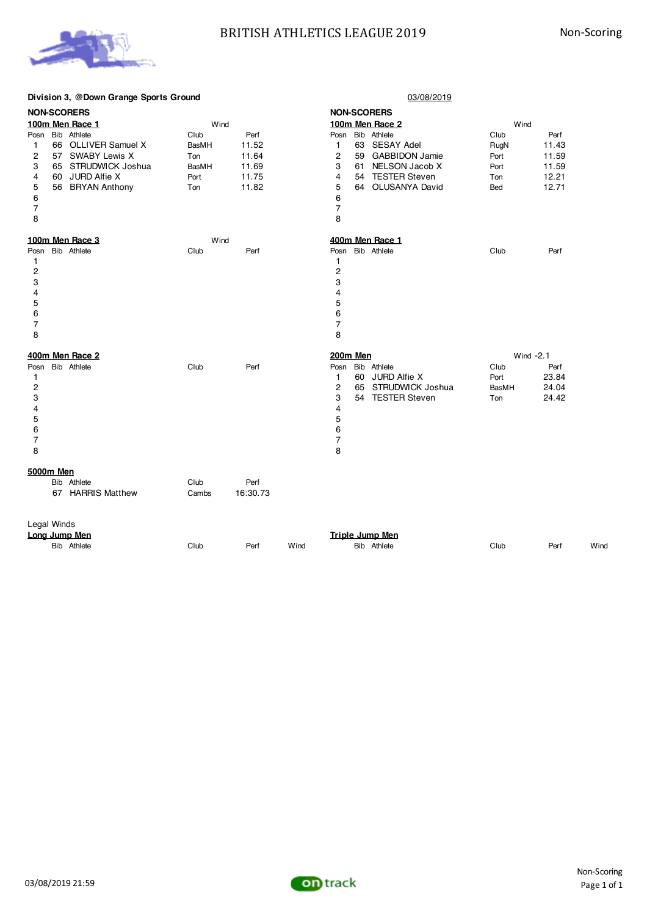# BRITISH ATHLETICS LEAGUE 2019

Non-Scoring

**Division 3, @Down Grange Sports Ground** — 03/08/2019

## NON-SCORERS

### 100m Men Race 1

Wind

| Posn | Bib | Athlete | Club | Perf |
|---|---|---|---|---|
| 1 | 66 | OLLIVER Samuel X | BasMH | 11.52 |
| 2 | 57 | SWABY Lewis X | Ton | 11.64 |
| 3 | 65 | STRUDWICK Joshua | BasMH | 11.69 |
| 4 | 60 | JURD Alfie X | Port | 11.75 |
| 5 | 56 | BRYAN Anthony | Ton | 11.82 |
| 6 | | | | |
| 7 | | | | |
| 8 | | | | |

### 100m Men Race 3

Wind

| Posn | Bib | Athlete | Club | Perf |
|---|---|---|---|---|
| 1 | | | | |
| 2 | | | | |
| 3 | | | | |
| 4 | | | | |
| 5 | | | | |
| 6 | | | | |
| 7 | | | | |
| 8 | | | | |

### 400m Men Race 2

| Posn | Bib | Athlete | Club | Perf |
|---|---|---|---|---|
| 1 | | | | |
| 2 | | | | |
| 3 | | | | |
| 4 | | | | |
| 5 | | | | |
| 6 | | | | |
| 7 | | | | |
| 8 | | | | |

### 5000m Men

| Bib | Athlete | Club | Perf |
|---|---|---|---|
| 67 | HARRIS Matthew | Cambs | 16:30.73 |

## NON-SCORERS

### 100m Men Race 2

Wind

| Posn | Bib | Athlete | Club | Perf |
|---|---|---|---|---|
| 1 | 63 | SESAY Adel | RugN | 11.43 |
| 2 | 59 | GABBIDON Jamie | Port | 11.59 |
| 3 | 61 | NELSON Jacob X | Port | 11.59 |
| 4 | 54 | TESTER Steven | Ton | 12.21 |
| 5 | 64 | OLUSANYA David | Bed | 12.71 |
| 6 | | | | |
| 7 | | | | |
| 8 | | | | |

### 400m Men Race 1

| Posn | Bib | Athlete | Club | Perf |
|---|---|---|---|---|
| 1 | | | | |
| 2 | | | | |
| 3 | | | | |
| 4 | | | | |
| 5 | | | | |
| 6 | | | | |
| 7 | | | | |
| 8 | | | | |

### 200m Men

Wind -2.1

| Posn | Bib | Athlete | Club | Perf |
|---|---|---|---|---|
| 1 | 60 | JURD Alfie X | Port | 23.84 |
| 2 | 65 | STRUDWICK Joshua | BasMH | 24.04 |
| 3 | 54 | TESTER Steven | Ton | 24.42 |
| 4 | | | | |
| 5 | | | | |
| 6 | | | | |
| 7 | | | | |
| 8 | | | | |

Legal Winds

### Long Jump Men

| Bib | Athlete | Club | Perf | Wind |
|---|---|---|---|---|

### Triple Jump Men

| Bib | Athlete | Club | Perf | Wind |
|---|---|---|---|---|

03/08/2019 21:59